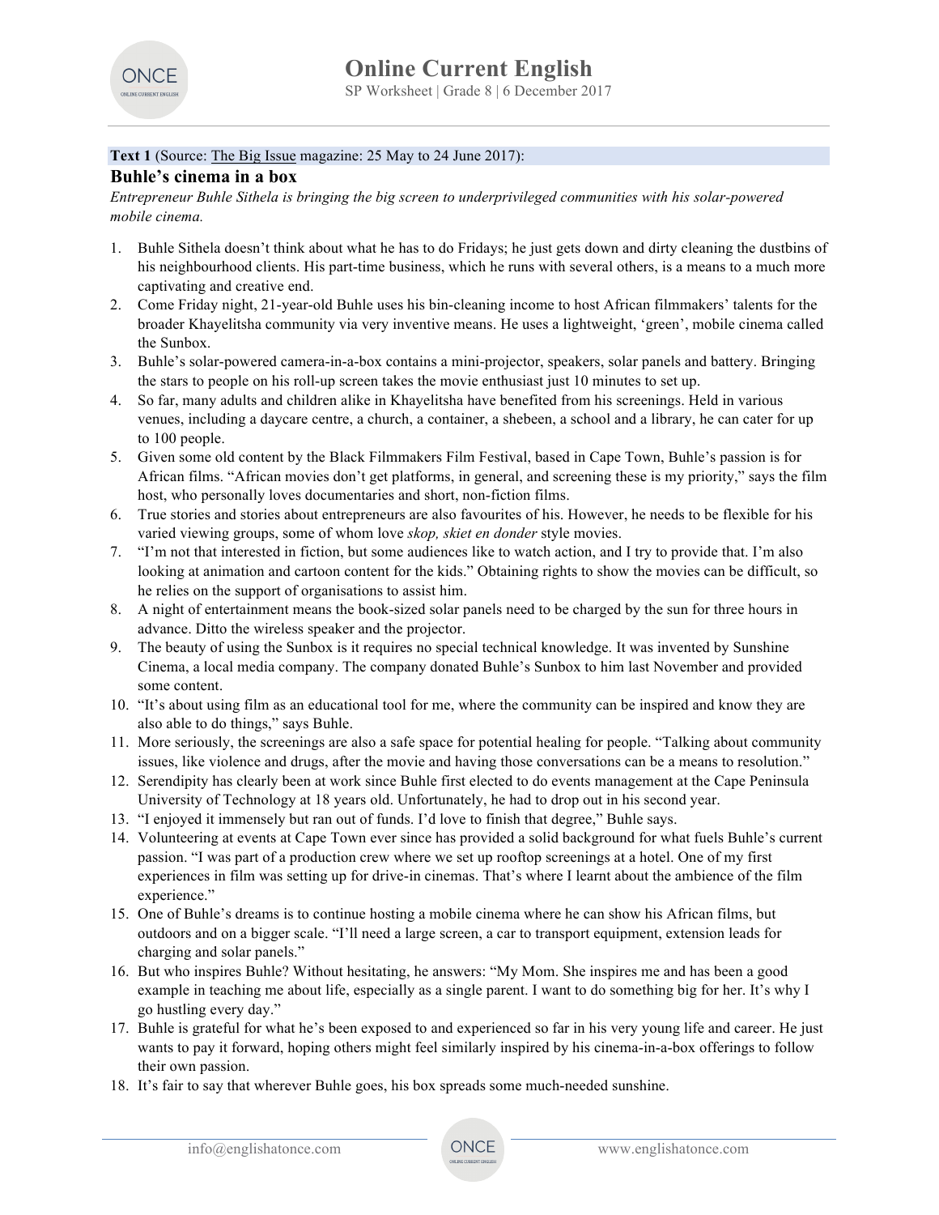**Text 1** (Source: The Big Issue magazine: 25 May to 24 June 2017):

## Buhle's cinema in a box

*Entrepreneur Buhle Sithela is bringing the big screen to underprivileged communities with his solar-powered mobile cinema.*

1. Buhle Sithela doesn't think about what he has to do Fridays; he just gets down and dirty cleaning the dustbins of his neighbourhood clients. His part-time business, which he runs with several others, is a means to a much more captivating and creative end.
2. Come Friday night, 21-year-old Buhle uses his bin-cleaning income to host African filmmakers' talents for the broader Khayelitsha community via very inventive means. He uses a lightweight, 'green', mobile cinema called the Sunbox.
3. Buhle's solar-powered camera-in-a-box contains a mini-projector, speakers, solar panels and battery. Bringing the stars to people on his roll-up screen takes the movie enthusiast just 10 minutes to set up.
4. So far, many adults and children alike in Khayelitsha have benefited from his screenings. Held in various venues, including a daycare centre, a church, a container, a shebeen, a school and a library, he can cater for up to 100 people.
5. Given some old content by the Black Filmmakers Film Festival, based in Cape Town, Buhle's passion is for African films. "African movies don't get platforms, in general, and screening these is my priority," says the film host, who personally loves documentaries and short, non-fiction films.
6. True stories and stories about entrepreneurs are also favourites of his. However, he needs to be flexible for his varied viewing groups, some of whom love *skop, skiet en donder* style movies.
7. "I'm not that interested in fiction, but some audiences like to watch action, and I try to provide that. I'm also looking at animation and cartoon content for the kids." Obtaining rights to show the movies can be difficult, so he relies on the support of organisations to assist him.
8. A night of entertainment means the book-sized solar panels need to be charged by the sun for three hours in advance. Ditto the wireless speaker and the projector.
9. The beauty of using the Sunbox is it requires no special technical knowledge. It was invented by Sunshine Cinema, a local media company. The company donated Buhle's Sunbox to him last November and provided some content.
10. "It's about using film as an educational tool for me, where the community can be inspired and know they are also able to do things," says Buhle.
11. More seriously, the screenings are also a safe space for potential healing for people. "Talking about community issues, like violence and drugs, after the movie and having those conversations can be a means to resolution."
12. Serendipity has clearly been at work since Buhle first elected to do events management at the Cape Peninsula University of Technology at 18 years old. Unfortunately, he had to drop out in his second year.
13. "I enjoyed it immensely but ran out of funds. I'd love to finish that degree," Buhle says.
14. Volunteering at events at Cape Town ever since has provided a solid background for what fuels Buhle's current passion. "I was part of a production crew where we set up rooftop screenings at a hotel. One of my first experiences in film was setting up for drive-in cinemas. That's where I learnt about the ambience of the film experience."
15. One of Buhle's dreams is to continue hosting a mobile cinema where he can show his African films, but outdoors and on a bigger scale. "I'll need a large screen, a car to transport equipment, extension leads for charging and solar panels."
16. But who inspires Buhle? Without hesitating, he answers: "My Mom. She inspires me and has been a good example in teaching me about life, especially as a single parent. I want to do something big for her. It's why I go hustling every day."
17. Buhle is grateful for what he's been exposed to and experienced so far in his very young life and career. He just wants to pay it forward, hoping others might feel similarly inspired by his cinema-in-a-box offerings to follow their own passion.
18. It's fair to say that wherever Buhle goes, his box spreads some much-needed sunshine.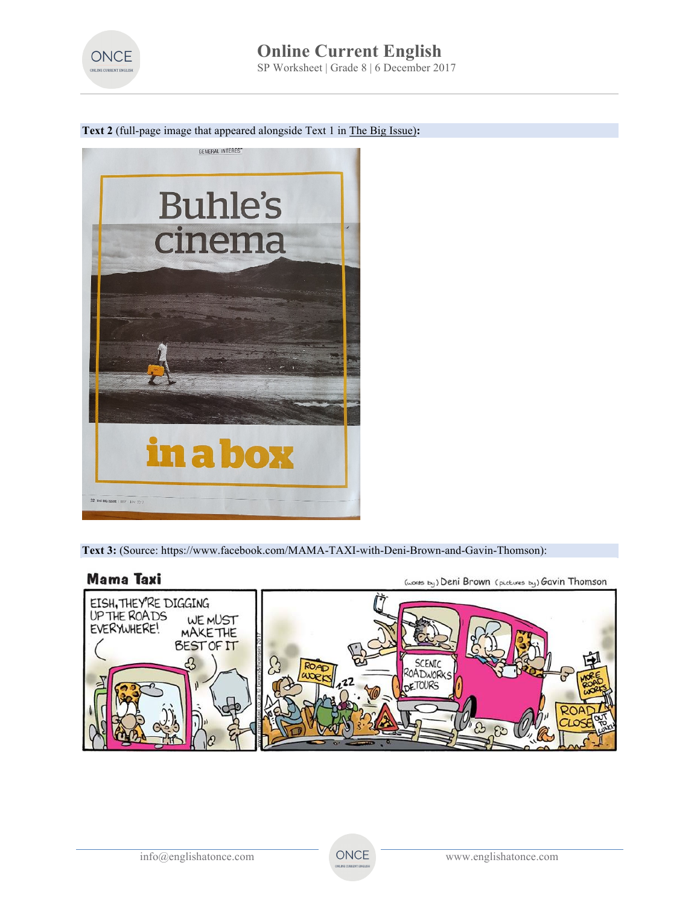**Text 2** (full-page image that appeared alongside Text 1 in The Big Issue)**:**

**Text 3:** (Source: https://www.facebook.com/MAMA-TAXI-with-Deni-Brown-and-Gavin-Thomson):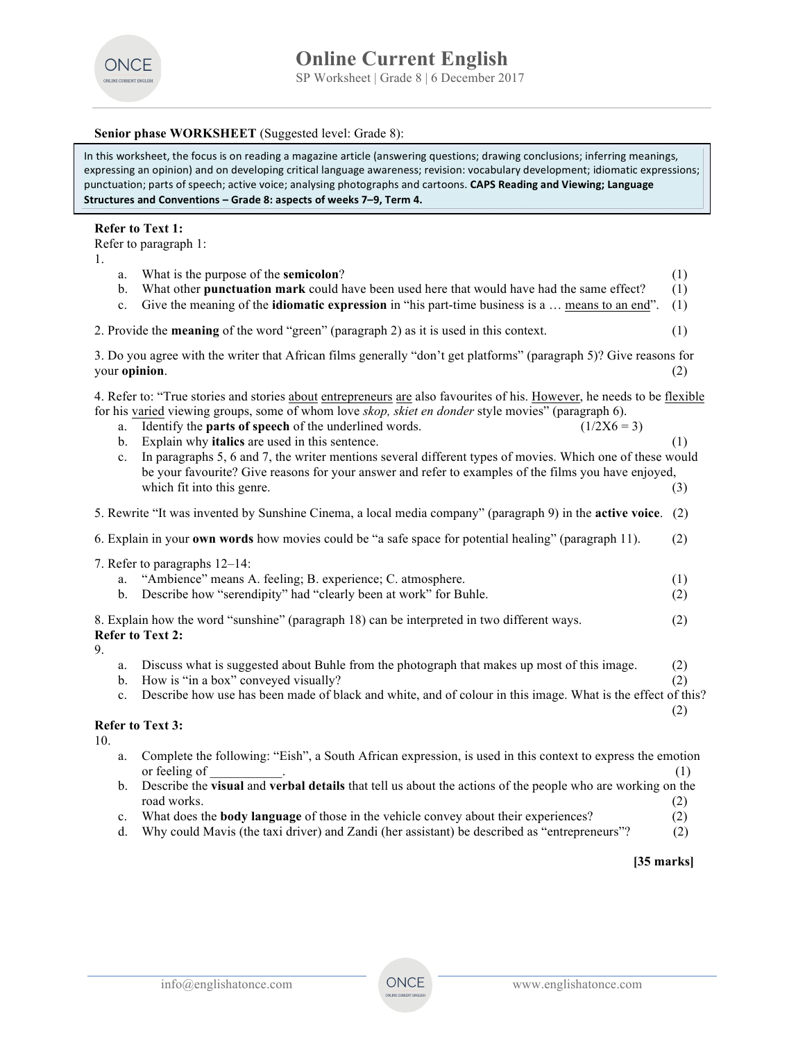**Senior phase WORKSHEET** (Suggested level: Grade 8):

In this worksheet, the focus is on reading a magazine article (answering questions; drawing conclusions; inferring meanings, expressing an opinion) and on developing critical language awareness; revision: vocabulary development; idiomatic expressions; punctuation; parts of speech; active voice; analysing photographs and cartoons. **CAPS Reading and Viewing; Language Structures and Conventions – Grade 8: aspects of weeks 7–9, Term 4.**

**Refer to Text 1:**

Refer to paragraph 1:

1.
   a. What is the purpose of the **semicolon**? (1)
   b. What other **punctuation mark** could have been used here that would have had the same effect? (1)
   c. Give the meaning of the **idiomatic expression** in "his part-time business is a … means to an end". (1)

2. Provide the **meaning** of the word "green" (paragraph 2) as it is used in this context. (1)

3. Do you agree with the writer that African films generally "don't get platforms" (paragraph 5)? Give reasons for your **opinion**. (2)

4. Refer to: "True stories and stories about entrepreneurs are also favourites of his. However, he needs to be flexible for his varied viewing groups, some of whom love *skop, skiet en donder* style movies" (paragraph 6).
   a. Identify the **parts of speech** of the underlined words. (1/2X6 = 3)
   b. Explain why **italics** are used in this sentence. (1)
   c. In paragraphs 5, 6 and 7, the writer mentions several different types of movies. Which one of these would be your favourite? Give reasons for your answer and refer to examples of the films you have enjoyed, which fit into this genre. (3)

5. Rewrite "It was invented by Sunshine Cinema, a local media company" (paragraph 9) in the **active voice**. (2)

6. Explain in your **own words** how movies could be "a safe space for potential healing" (paragraph 11). (2)

7. Refer to paragraphs 12–14:
   a. "Ambience" means A. feeling; B. experience; C. atmosphere. (1)
   b. Describe how "serendipity" had "clearly been at work" for Buhle. (2)

8. Explain how the word "sunshine" (paragraph 18) can be interpreted in two different ways. (2)

**Refer to Text 2:**

9.
   a. Discuss what is suggested about Buhle from the photograph that makes up most of this image. (2)
   b. How is "in a box" conveyed visually? (2)
   c. Describe how use has been made of black and white, and of colour in this image. What is the effect of this? (2)

**Refer to Text 3:**

10.
   a. Complete the following: "Eish", a South African expression, is used in this context to express the emotion or feeling of ___________. (1)
   b. Describe the **visual** and **verbal details** that tell us about the actions of the people who are working on the road works. (2)
   c. What does the **body language** of those in the vehicle convey about their experiences? (2)
   d. Why could Mavis (the taxi driver) and Zandi (her assistant) be described as "entrepreneurs"? (2)

**[35 marks]**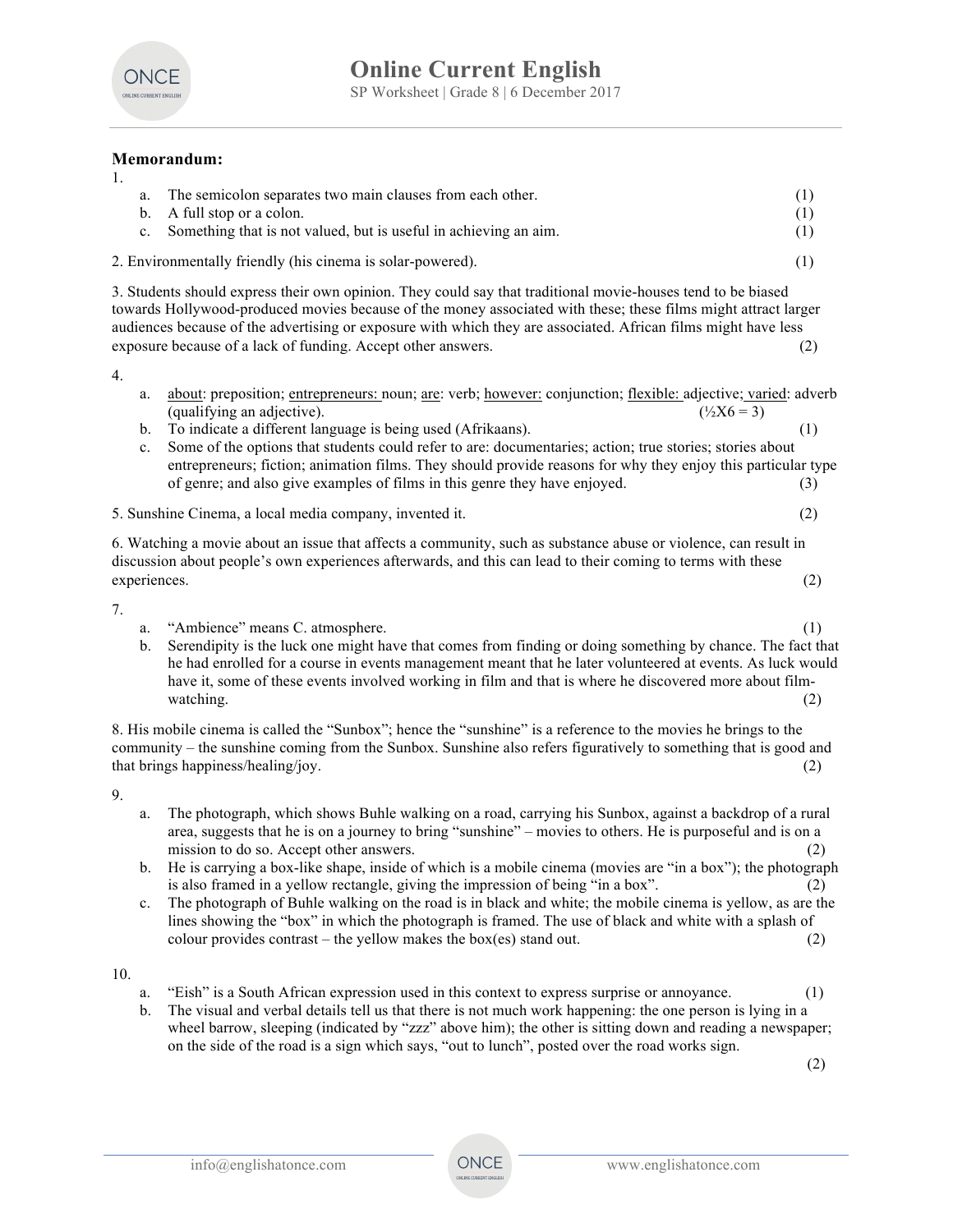**Memorandum:**

1.
   a. The semicolon separates two main clauses from each other. (1)
   b. A full stop or a colon. (1)
   c. Something that is not valued, but is useful in achieving an aim. (1)

2. Environmentally friendly (his cinema is solar-powered). (1)

3. Students should express their own opinion. They could say that traditional movie-houses tend to be biased towards Hollywood-produced movies because of the money associated with these; these films might attract larger audiences because of the advertising or exposure with which they are associated. African films might have less exposure because of a lack of funding. Accept other answers. (2)

4.
   a. <u>about</u>: preposition; <u>entrepreneurs:</u> noun; <u>are</u>: verb; <u>however:</u> conjunction; <u>flexible:</u> adjective; <u>varied</u>: adverb (qualifying an adjective). (½X6 = 3)
   b. To indicate a different language is being used (Afrikaans). (1)
   c. Some of the options that students could refer to are: documentaries; action; true stories; stories about entrepreneurs; fiction; animation films. They should provide reasons for why they enjoy this particular type of genre; and also give examples of films in this genre they have enjoyed. (3)

5. Sunshine Cinema, a local media company, invented it. (2)

6. Watching a movie about an issue that affects a community, such as substance abuse or violence, can result in discussion about people's own experiences afterwards, and this can lead to their coming to terms with these experiences. (2)

7.
   a. "Ambience" means C. atmosphere. (1)
   b. Serendipity is the luck one might have that comes from finding or doing something by chance. The fact that he had enrolled for a course in events management meant that he later volunteered at events. As luck would have it, some of these events involved working in film and that is where he discovered more about film-watching. (2)

8. His mobile cinema is called the "Sunbox"; hence the "sunshine" is a reference to the movies he brings to the community – the sunshine coming from the Sunbox. Sunshine also refers figuratively to something that is good and that brings happiness/healing/joy. (2)

9.
   a. The photograph, which shows Buhle walking on a road, carrying his Sunbox, against a backdrop of a rural area, suggests that he is on a journey to bring "sunshine" – movies to others. He is purposeful and is on a mission to do so. Accept other answers. (2)
   b. He is carrying a box-like shape, inside of which is a mobile cinema (movies are "in a box"); the photograph is also framed in a yellow rectangle, giving the impression of being "in a box". (2)
   c. The photograph of Buhle walking on the road is in black and white; the mobile cinema is yellow, as are the lines showing the "box" in which the photograph is framed. The use of black and white with a splash of colour provides contrast – the yellow makes the box(es) stand out. (2)

10.
   a. "Eish" is a South African expression used in this context to express surprise or annoyance. (1)
   b. The visual and verbal details tell us that there is not much work happening: the one person is lying in a wheel barrow, sleeping (indicated by "zzz" above him); the other is sitting down and reading a newspaper; on the side of the road is a sign which says, "out to lunch", posted over the road works sign. (2)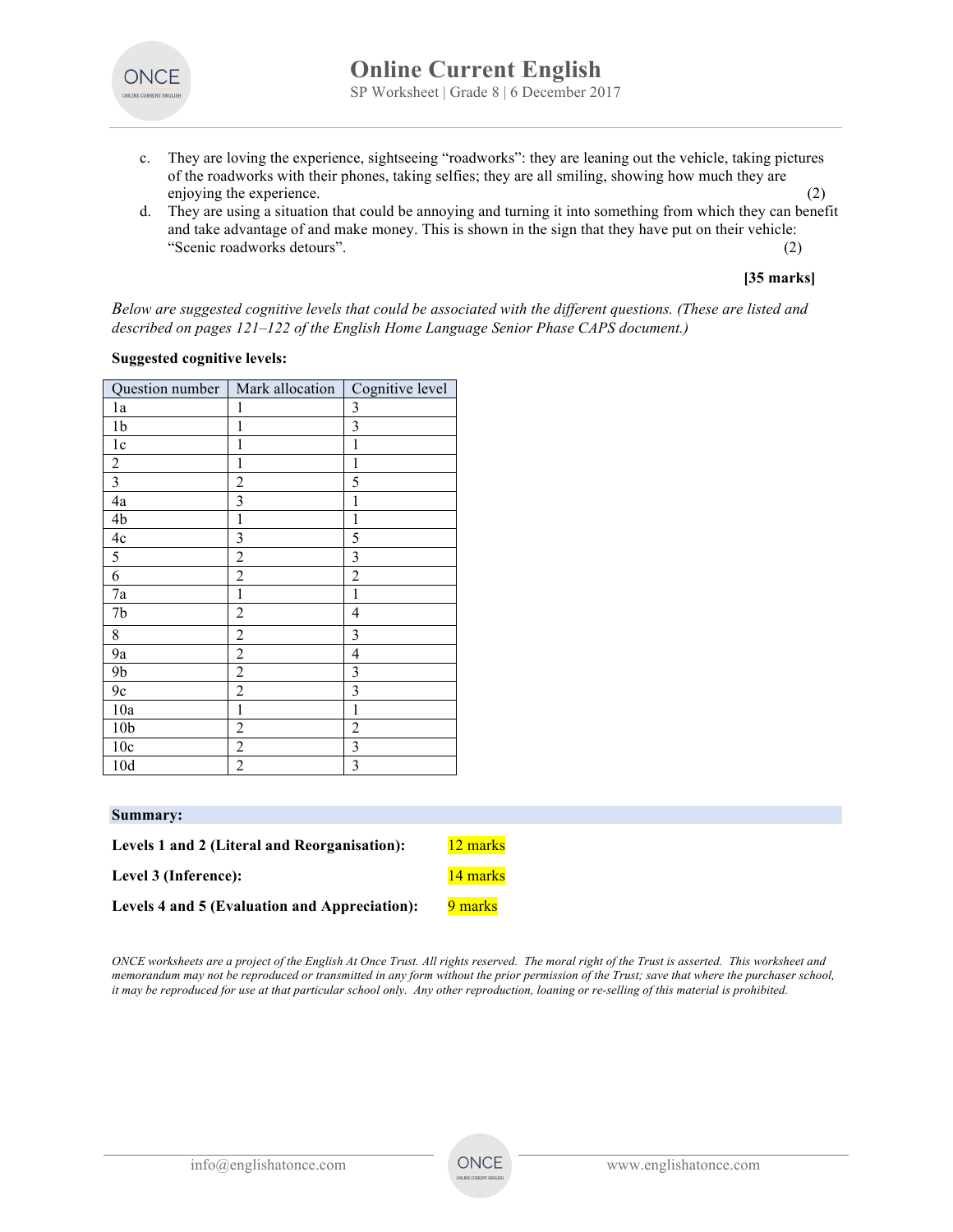c. They are loving the experience, sightseeing "roadworks": they are leaning out the vehicle, taking pictures of the roadworks with their phones, taking selfies; they are all smiling, showing how much they are enjoying the experience. (2)

d. They are using a situation that could be annoying and turning it into something from which they can benefit and take advantage of and make money. This is shown in the sign that they have put on their vehicle: "Scenic roadworks detours". (2)

**[35 marks]**

*Below are suggested cognitive levels that could be associated with the different questions. (These are listed and described on pages 121–122 of the English Home Language Senior Phase CAPS document.)*

**Suggested cognitive levels:**

| Question number | Mark allocation | Cognitive level |
|---|---|---|
| 1a | 1 | 3 |
| 1b | 1 | 3 |
| 1c | 1 | 1 |
| 2 | 1 | 1 |
| 3 | 2 | 5 |
| 4a | 3 | 1 |
| 4b | 1 | 1 |
| 4c | 3 | 5 |
| 5 | 2 | 3 |
| 6 | 2 | 2 |
| 7a | 1 | 1 |
| 7b | 2 | 4 |
| 8 | 2 | 3 |
| 9a | 2 | 4 |
| 9b | 2 | 3 |
| 9c | 2 | 3 |
| 10a | 1 | 1 |
| 10b | 2 | 2 |
| 10c | 2 | 3 |
| 10d | 2 | 3 |

**Summary:**

**Levels 1 and 2 (Literal and Reorganisation):** 12 marks

**Level 3 (Inference):** 14 marks

**Levels 4 and 5 (Evaluation and Appreciation):** 9 marks

*ONCE worksheets are a project of the English At Once Trust. All rights reserved. The moral right of the Trust is asserted. This worksheet and memorandum may not be reproduced or transmitted in any form without the prior permission of the Trust; save that where the purchaser school, it may be reproduced for use at that particular school only. Any other reproduction, loaning or re-selling of this material is prohibited.*